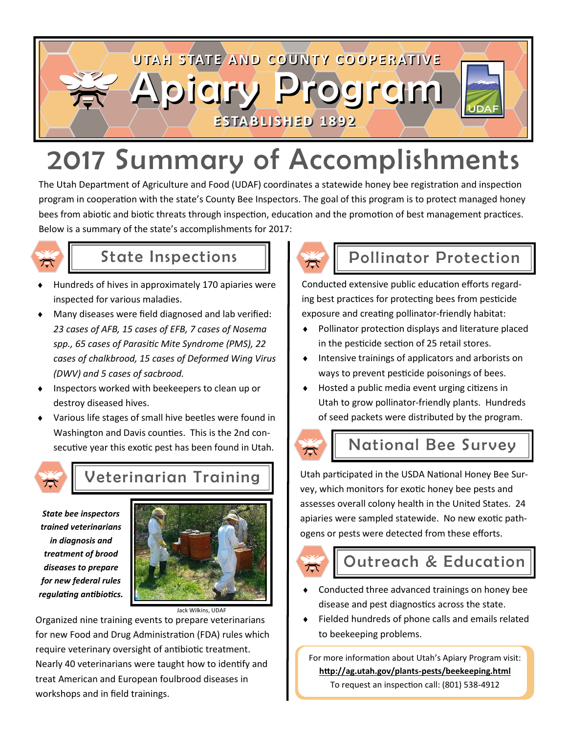UTAH STATE AND COUNTY COOPERATIVE

# Apiary Program

ESTABLISHED 1892

UDAF

# 2017 Summary of Accomplishments

The Utah Department of Agriculture and Food (UDAF) coordinates a statewide honey bee registration and inspection program in cooperation with the state's County Bee Inspectors. The goal of this program is to protect managed honey bees from abiotic and biotic threats through inspection, education and the promotion of best management practices. Below is a summary of the state's accomplishments for 2017:

## State Inspections

- Hundreds of hives in approximately 170 apiaries were inspected for various maladies.
- Many diseases were field diagnosed and lab verified: *23 cases of AFB, 15 cases of EFB, 7 cases of Nosema spp., 65 cases of Parasitic Mite Syndrome (PMS), 22 cases of chalkbrood, 15 cases of Deformed Wing Virus (DWV) and 5 cases of sacbrood.*
- Inspectors worked with beekeepers to clean up or destroy diseased hives.
- Various life stages of small hive beetles were found in Washington and Davis counties. This is the 2nd consecutive year this exotic pest has been found in Utah.

## Veterinarian Training

***State bee inspectors trained veterinarians in diagnosis and treatment of brood diseases to prepare for new federal rules regulating antibiotics.***

Jack Wilkins, UDAF

Organized nine training events to prepare veterinarians for new Food and Drug Administration (FDA) rules which require veterinary oversight of antibiotic treatment. Nearly 40 veterinarians were taught how to identify and treat American and European foulbrood diseases in workshops and in field trainings.

## Pollinator Protection

Conducted extensive public education efforts regarding best practices for protecting bees from pesticide exposure and creating pollinator-friendly habitat:

- Pollinator protection displays and literature placed in the pesticide section of 25 retail stores.
- Intensive trainings of applicators and arborists on ways to prevent pesticide poisonings of bees.
- Hosted a public media event urging citizens in Utah to grow pollinator-friendly plants. Hundreds of seed packets were distributed by the program.

## National Bee Survey

Utah participated in the USDA National Honey Bee Survey, which monitors for exotic honey bee pests and assesses overall colony health in the United States. 24 apiaries were sampled statewide. No new exotic pathogens or pests were detected from these efforts.

## Outreach & Education

- Conducted three advanced trainings on honey bee disease and pest diagnostics across the state.
- Fielded hundreds of phone calls and emails related to beekeeping problems.

For more information about Utah's Apiary Program visit:
**http://ag.utah.gov/plants-pests/beekeeping.html**
To request an inspection call: (801) 538-4912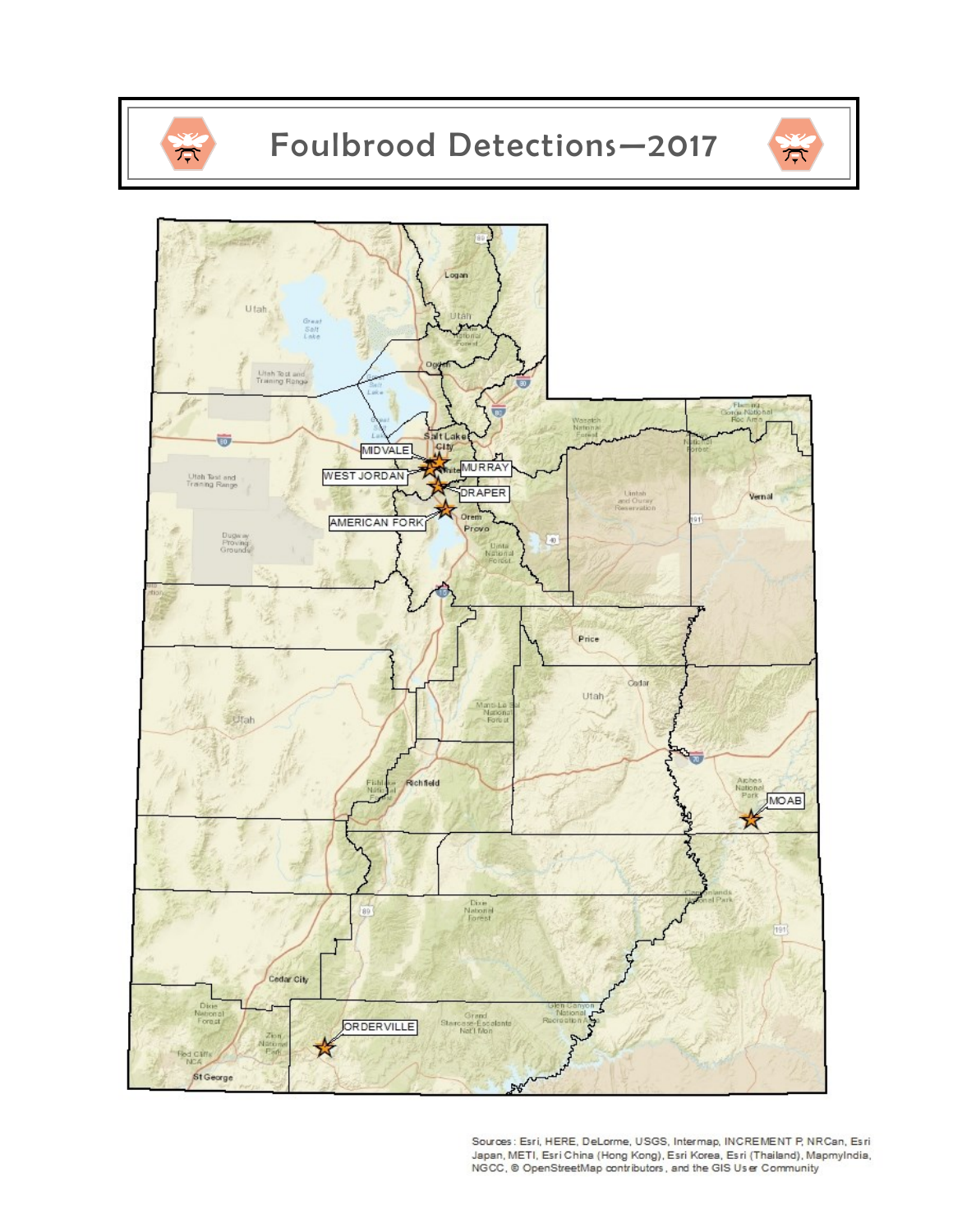# Foulbrood Detections—2017

MIDVALE

WEST JORDAN

MURRAY

DRAPER

AMERICAN FORK

MOAB

ORDERVILLE

Sources: Esri, HERE, DeLorme, USGS, Intermap, INCREMENT P, NRCan, Esri Japan, METI, Esri China (Hong Kong), Esri Korea, Esri (Thailand), MapmyIndia, NGCC, © OpenStreetMap contributors, and the GIS User Community